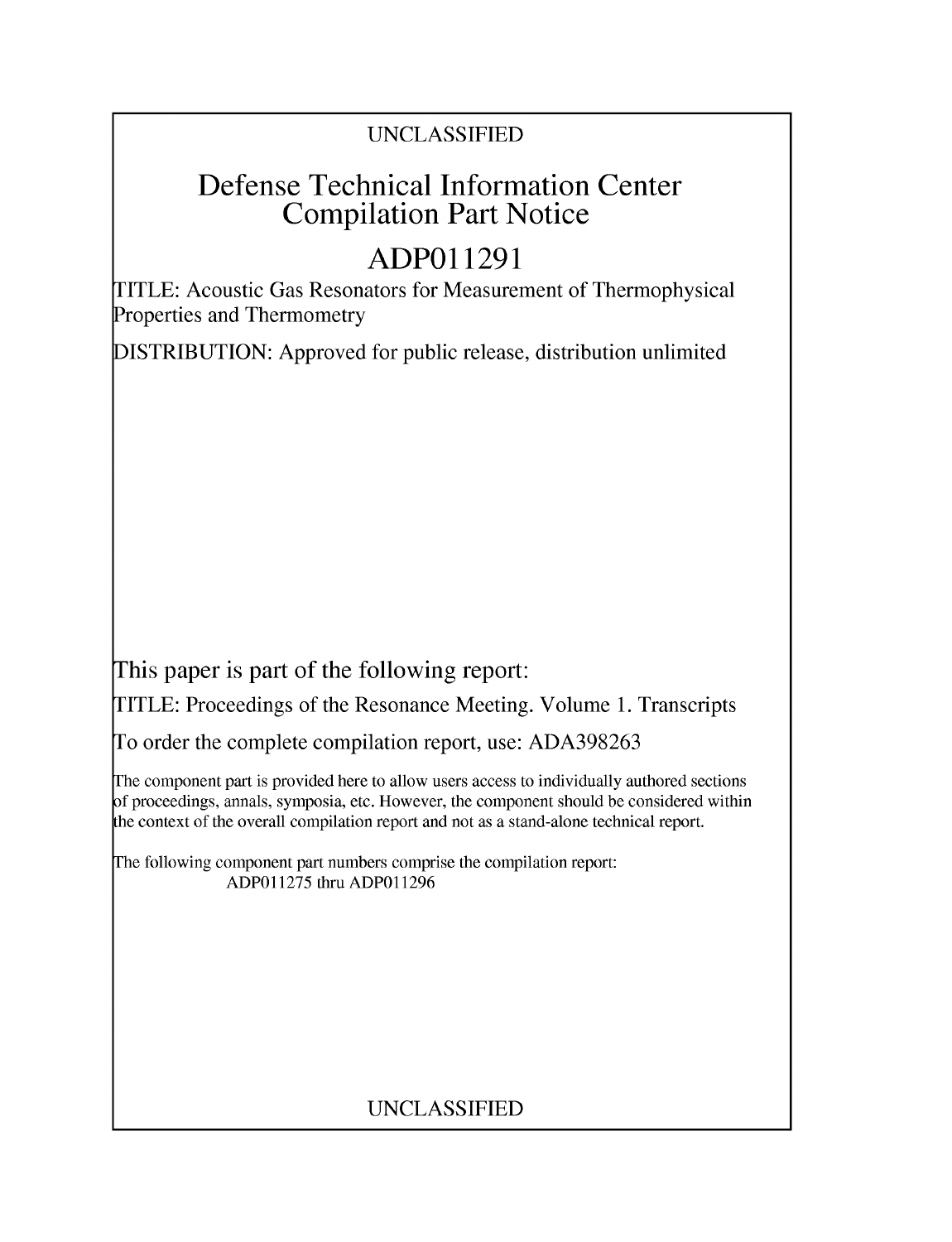UNCLASSIFIED

# Defense Technical Information Center Compilation Part Notice

## ADP011291

TITLE: Acoustic Gas Resonators for Measurement of Thermophysical Properties and Thermometry

DISTRIBUTION: Approved for public release, distribution unlimited

This paper is part of the following report:

TITLE: Proceedings of the Resonance Meeting. Volume 1. Transcripts

To order the complete compilation report, use: ADA398263

The component part is provided here to allow users access to individually authored sections of proceedings, annals, symposia, etc. However, the component should be considered within the context of the overall compilation report and not as a stand-alone technical report.

The following component part numbers comprise the compilation report:
ADP011275 thru ADP011296

UNCLASSIFIED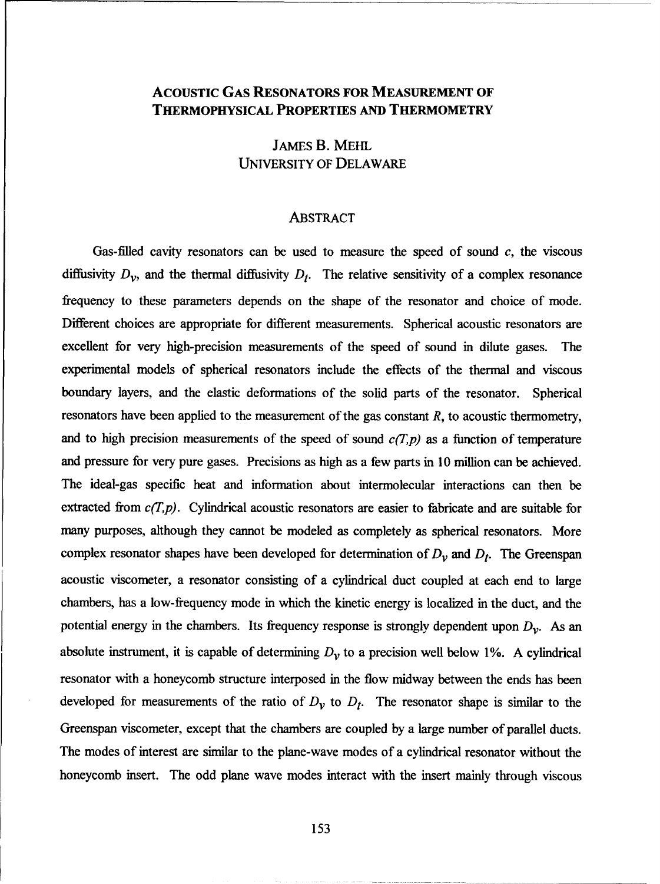# Acoustic Gas Resonators for Measurement of Thermophysical Properties and Thermometry

James B. Mehl
University of Delaware

## Abstract

Gas-filled cavity resonators can be used to measure the speed of sound $c$, the viscous diffusivity $D_v$, and the thermal diffusivity $D_t$. The relative sensitivity of a complex resonance frequency to these parameters depends on the shape of the resonator and choice of mode. Different choices are appropriate for different measurements. Spherical acoustic resonators are excellent for very high-precision measurements of the speed of sound in dilute gases. The experimental models of spherical resonators include the effects of the thermal and viscous boundary layers, and the elastic deformations of the solid parts of the resonator. Spherical resonators have been applied to the measurement of the gas constant $R$, to acoustic thermometry, and to high precision measurements of the speed of sound $c(T,p)$ as a function of temperature and pressure for very pure gases. Precisions as high as a few parts in 10 million can be achieved. The ideal-gas specific heat and information about intermolecular interactions can then be extracted from $c(T,p)$. Cylindrical acoustic resonators are easier to fabricate and are suitable for many purposes, although they cannot be modeled as completely as spherical resonators. More complex resonator shapes have been developed for determination of $D_v$ and $D_t$. The Greenspan acoustic viscometer, a resonator consisting of a cylindrical duct coupled at each end to large chambers, has a low-frequency mode in which the kinetic energy is localized in the duct, and the potential energy in the chambers. Its frequency response is strongly dependent upon $D_v$. As an absolute instrument, it is capable of determining $D_v$ to a precision well below 1%. A cylindrical resonator with a honeycomb structure interposed in the flow midway between the ends has been developed for measurements of the ratio of $D_v$ to $D_t$. The resonator shape is similar to the Greenspan viscometer, except that the chambers are coupled by a large number of parallel ducts. The modes of interest are similar to the plane-wave modes of a cylindrical resonator without the honeycomb insert. The odd plane wave modes interact with the insert mainly through viscous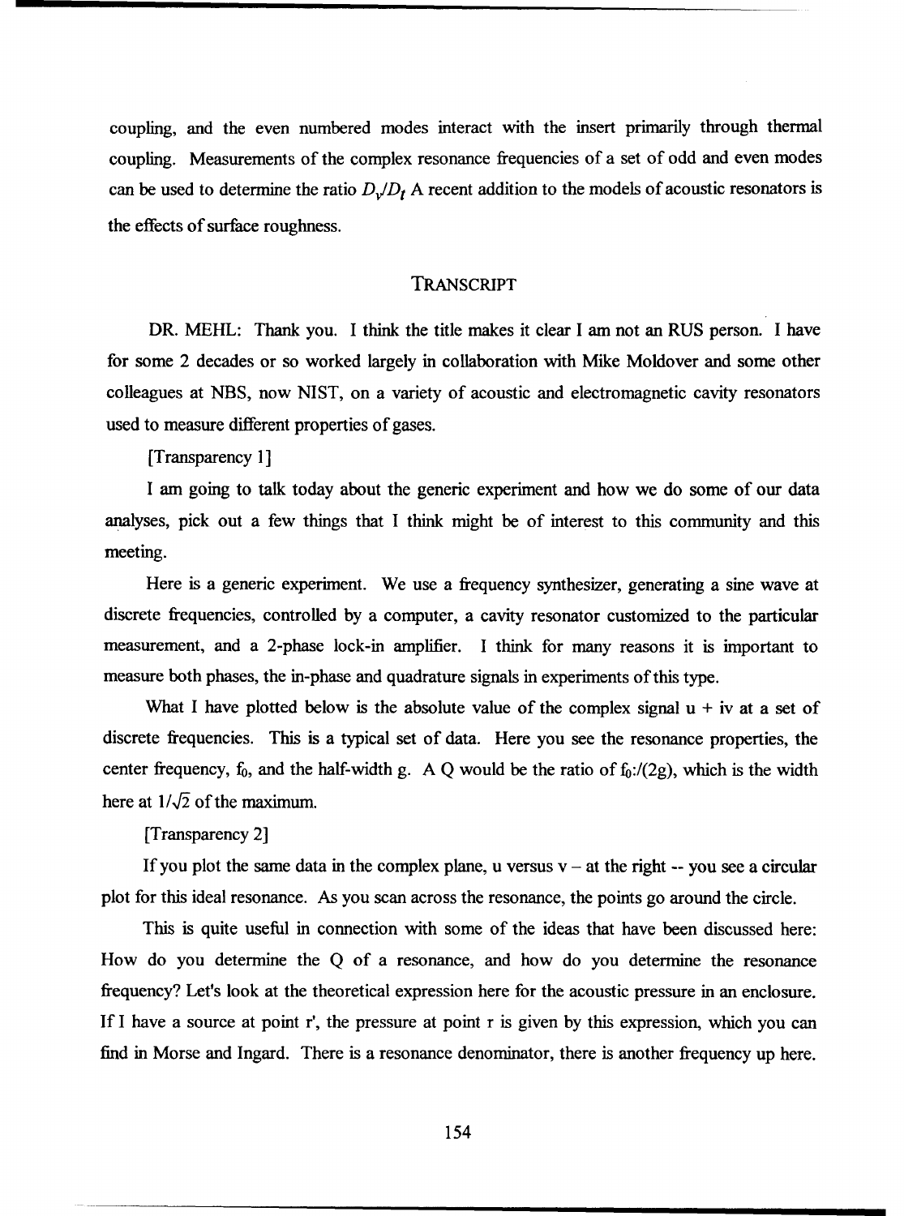coupling, and the even numbered modes interact with the insert primarily through thermal coupling. Measurements of the complex resonance frequencies of a set of odd and even modes can be used to determine the ratio $D_v/D_t$ A recent addition to the models of acoustic resonators is the effects of surface roughness.

## TRANSCRIPT

DR. MEHL: Thank you. I think the title makes it clear I am not an RUS person. I have for some 2 decades or so worked largely in collaboration with Mike Moldover and some other colleagues at NBS, now NIST, on a variety of acoustic and electromagnetic cavity resonators used to measure different properties of gases.

[Transparency 1]

I am going to talk today about the generic experiment and how we do some of our data analyses, pick out a few things that I think might be of interest to this community and this meeting.

Here is a generic experiment. We use a frequency synthesizer, generating a sine wave at discrete frequencies, controlled by a computer, a cavity resonator customized to the particular measurement, and a 2-phase lock-in amplifier. I think for many reasons it is important to measure both phases, the in-phase and quadrature signals in experiments of this type.

What I have plotted below is the absolute value of the complex signal u + iv at a set of discrete frequencies. This is a typical set of data. Here you see the resonance properties, the center frequency, $f_0$, and the half-width g. A Q would be the ratio of $f_0$:/(2g), which is the width here at $1/\sqrt{2}$ of the maximum.

[Transparency 2]

If you plot the same data in the complex plane, u versus v – at the right -- you see a circular plot for this ideal resonance. As you scan across the resonance, the points go around the circle.

This is quite useful in connection with some of the ideas that have been discussed here: How do you determine the Q of a resonance, and how do you determine the resonance frequency? Let's look at the theoretical expression here for the acoustic pressure in an enclosure. If I have a source at point r', the pressure at point r is given by this expression, which you can find in Morse and Ingard. There is a resonance denominator, there is another frequency up here.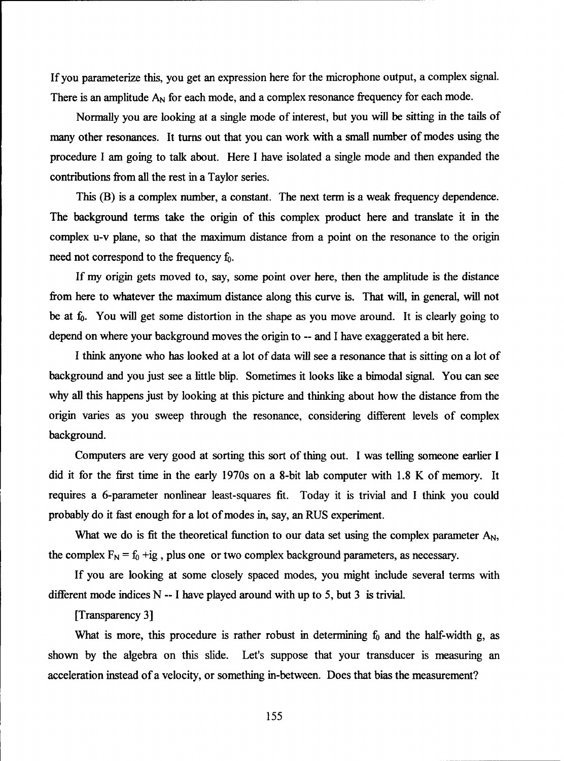If you parameterize this, you get an expression here for the microphone output, a complex signal. There is an amplitude $A_N$ for each mode, and a complex resonance frequency for each mode.

Normally you are looking at a single mode of interest, but you will be sitting in the tails of many other resonances. It turns out that you can work with a small number of modes using the procedure I am going to talk about. Here I have isolated a single mode and then expanded the contributions from all the rest in a Taylor series.

This (B) is a complex number, a constant. The next term is a weak frequency dependence. The background terms take the origin of this complex product here and translate it in the complex u-v plane, so that the maximum distance from a point on the resonance to the origin need not correspond to the frequency $f_0$.

If my origin gets moved to, say, some point over here, then the amplitude is the distance from here to whatever the maximum distance along this curve is. That will, in general, will not be at $f_0$. You will get some distortion in the shape as you move around. It is clearly going to depend on where your background moves the origin to -- and I have exaggerated a bit here.

I think anyone who has looked at a lot of data will see a resonance that is sitting on a lot of background and you just see a little blip. Sometimes it looks like a bimodal signal. You can see why all this happens just by looking at this picture and thinking about how the distance from the origin varies as you sweep through the resonance, considering different levels of complex background.

Computers are very good at sorting this sort of thing out. I was telling someone earlier I did it for the first time in the early 1970s on a 8-bit lab computer with 1.8 K of memory. It requires a 6-parameter nonlinear least-squares fit. Today it is trivial and I think you could probably do it fast enough for a lot of modes in, say, an RUS experiment.

What we do is fit the theoretical function to our data set using the complex parameter $A_N$, the complex $F_N = f_0 + ig$, plus one or two complex background parameters, as necessary.

If you are looking at some closely spaced modes, you might include several terms with different mode indices N -- I have played around with up to 5, but 3 is trivial.

[Transparency 3]

What is more, this procedure is rather robust in determining $f_0$ and the half-width g, as shown by the algebra on this slide. Let's suppose that your transducer is measuring an acceleration instead of a velocity, or something in-between. Does that bias the measurement?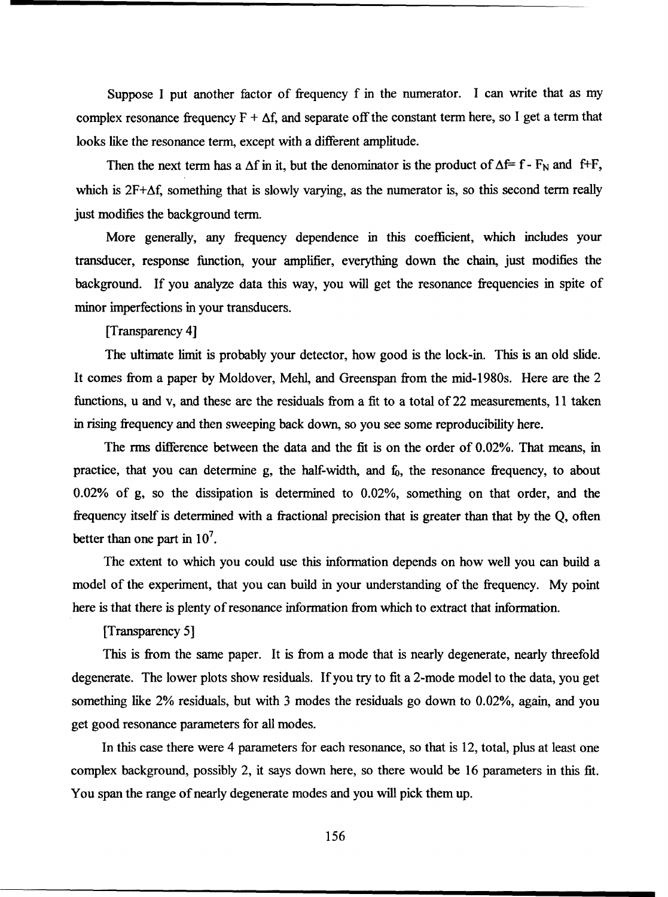Suppose I put another factor of frequency f in the numerator. I can write that as my complex resonance frequency $F + \Delta f$, and separate off the constant term here, so I get a term that looks like the resonance term, except with a different amplitude.

Then the next term has a $\Delta f$ in it, but the denominator is the product of $\Delta f = f - F_N$ and $f+F$, which is $2F+\Delta f$, something that is slowly varying, as the numerator is, so this second term really just modifies the background term.

More generally, any frequency dependence in this coefficient, which includes your transducer, response function, your amplifier, everything down the chain, just modifies the background. If you analyze data this way, you will get the resonance frequencies in spite of minor imperfections in your transducers.

[Transparency 4]

The ultimate limit is probably your detector, how good is the lock-in. This is an old slide. It comes from a paper by Moldover, Mehl, and Greenspan from the mid-1980s. Here are the 2 functions, u and v, and these are the residuals from a fit to a total of 22 measurements, 11 taken in rising frequency and then sweeping back down, so you see some reproducibility here.

The rms difference between the data and the fit is on the order of 0.02%. That means, in practice, that you can determine g, the half-width, and $f_0$, the resonance frequency, to about 0.02% of g, so the dissipation is determined to 0.02%, something on that order, and the frequency itself is determined with a fractional precision that is greater than that by the Q, often better than one part in $10^7$.

The extent to which you could use this information depends on how well you can build a model of the experiment, that you can build in your understanding of the frequency. My point here is that there is plenty of resonance information from which to extract that information.

[Transparency 5]

This is from the same paper. It is from a mode that is nearly degenerate, nearly threefold degenerate. The lower plots show residuals. If you try to fit a 2-mode model to the data, you get something like 2% residuals, but with 3 modes the residuals go down to 0.02%, again, and you get good resonance parameters for all modes.

In this case there were 4 parameters for each resonance, so that is 12, total, plus at least one complex background, possibly 2, it says down here, so there would be 16 parameters in this fit. You span the range of nearly degenerate modes and you will pick them up.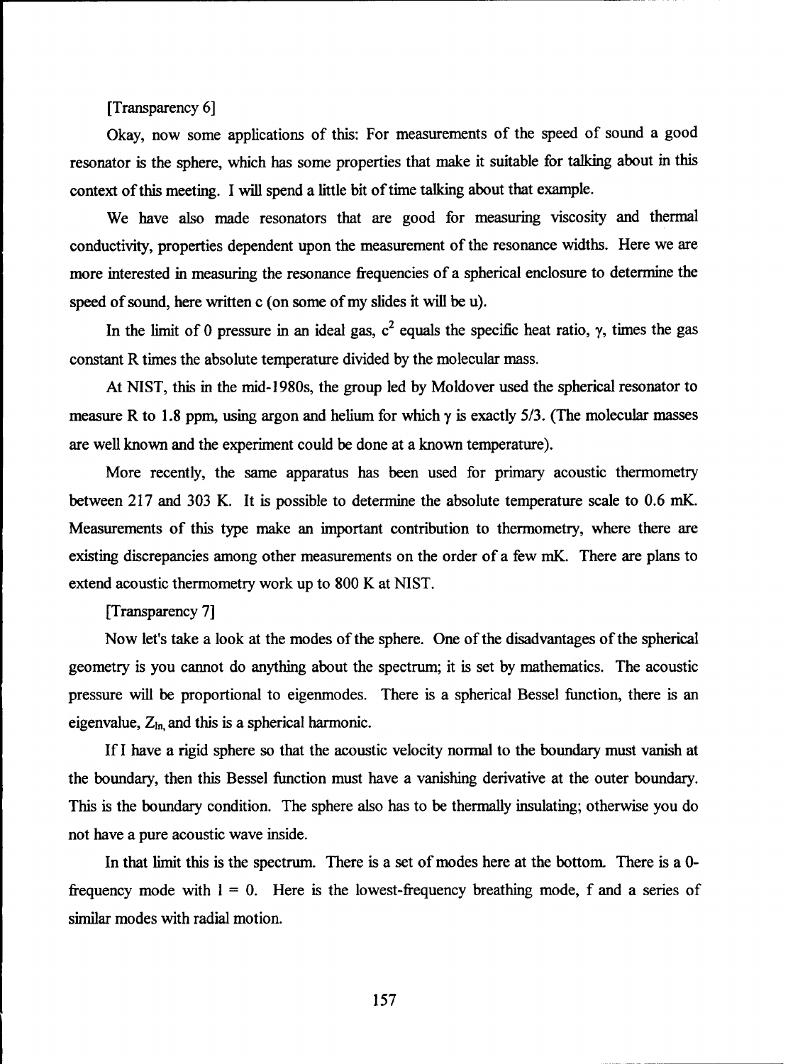[Transparency 6]

Okay, now some applications of this: For measurements of the speed of sound a good resonator is the sphere, which has some properties that make it suitable for talking about in this context of this meeting. I will spend a little bit of time talking about that example.

We have also made resonators that are good for measuring viscosity and thermal conductivity, properties dependent upon the measurement of the resonance widths. Here we are more interested in measuring the resonance frequencies of a spherical enclosure to determine the speed of sound, here written c (on some of my slides it will be u).

In the limit of 0 pressure in an ideal gas, $c^2$ equals the specific heat ratio, $\gamma$, times the gas constant R times the absolute temperature divided by the molecular mass.

At NIST, this in the mid-1980s, the group led by Moldover used the spherical resonator to measure R to 1.8 ppm, using argon and helium for which $\gamma$ is exactly 5/3. (The molecular masses are well known and the experiment could be done at a known temperature).

More recently, the same apparatus has been used for primary acoustic thermometry between 217 and 303 K. It is possible to determine the absolute temperature scale to 0.6 mK. Measurements of this type make an important contribution to thermometry, where there are existing discrepancies among other measurements on the order of a few mK. There are plans to extend acoustic thermometry work up to 800 K at NIST.

[Transparency 7]

Now let's take a look at the modes of the sphere. One of the disadvantages of the spherical geometry is you cannot do anything about the spectrum; it is set by mathematics. The acoustic pressure will be proportional to eigenmodes. There is a spherical Bessel function, there is an eigenvalue, $Z_{ln}$, and this is a spherical harmonic.

If I have a rigid sphere so that the acoustic velocity normal to the boundary must vanish at the boundary, then this Bessel function must have a vanishing derivative at the outer boundary. This is the boundary condition. The sphere also has to be thermally insulating; otherwise you do not have a pure acoustic wave inside.

In that limit this is the spectrum. There is a set of modes here at the bottom. There is a 0-frequency mode with $l = 0$. Here is the lowest-frequency breathing mode, f and a series of similar modes with radial motion.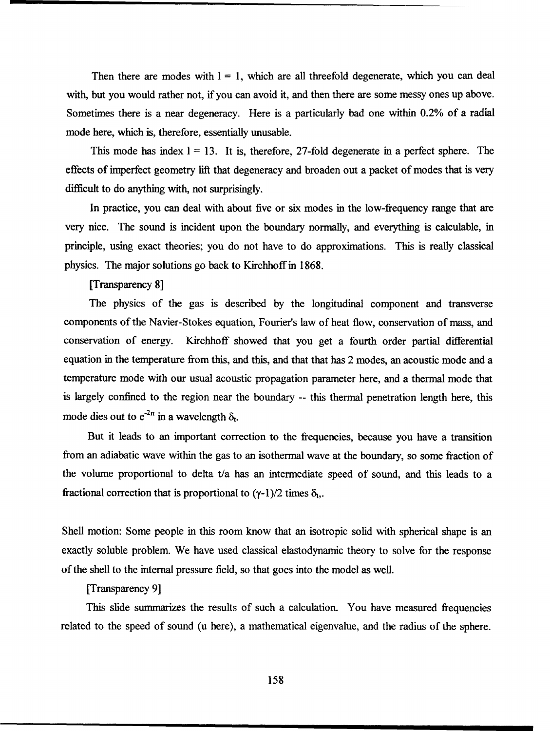Then there are modes with $l = 1$, which are all threefold degenerate, which you can deal with, but you would rather not, if you can avoid it, and then there are some messy ones up above. Sometimes there is a near degeneracy. Here is a particularly bad one within 0.2% of a radial mode here, which is, therefore, essentially unusable.

This mode has index $l = 13$. It is, therefore, 27-fold degenerate in a perfect sphere. The effects of imperfect geometry lift that degeneracy and broaden out a packet of modes that is very difficult to do anything with, not surprisingly.

In practice, you can deal with about five or six modes in the low-frequency range that are very nice. The sound is incident upon the boundary normally, and everything is calculable, in principle, using exact theories; you do not have to do approximations. This is really classical physics. The major solutions go back to Kirchhoff in 1868.

[Transparency 8]

The physics of the gas is described by the longitudinal component and transverse components of the Navier-Stokes equation, Fourier's law of heat flow, conservation of mass, and conservation of energy. Kirchhoff showed that you get a fourth order partial differential equation in the temperature from this, and this, and that that has 2 modes, an acoustic mode and a temperature mode with our usual acoustic propagation parameter here, and a thermal mode that is largely confined to the region near the boundary -- this thermal penetration length here, this mode dies out to $e^{-2\pi}$ in a wavelength $\delta_t$.

But it leads to an important correction to the frequencies, because you have a transition from an adiabatic wave within the gas to an isothermal wave at the boundary, so some fraction of the volume proportional to delta t/a has an intermediate speed of sound, and this leads to a fractional correction that is proportional to $(\gamma-1)/2$ times $\delta_t$.

Shell motion: Some people in this room know that an isotropic solid with spherical shape is an exactly soluble problem. We have used classical elastodynamic theory to solve for the response of the shell to the internal pressure field, so that goes into the model as well.

[Transparency 9]

This slide summarizes the results of such a calculation. You have measured frequencies related to the speed of sound (u here), a mathematical eigenvalue, and the radius of the sphere.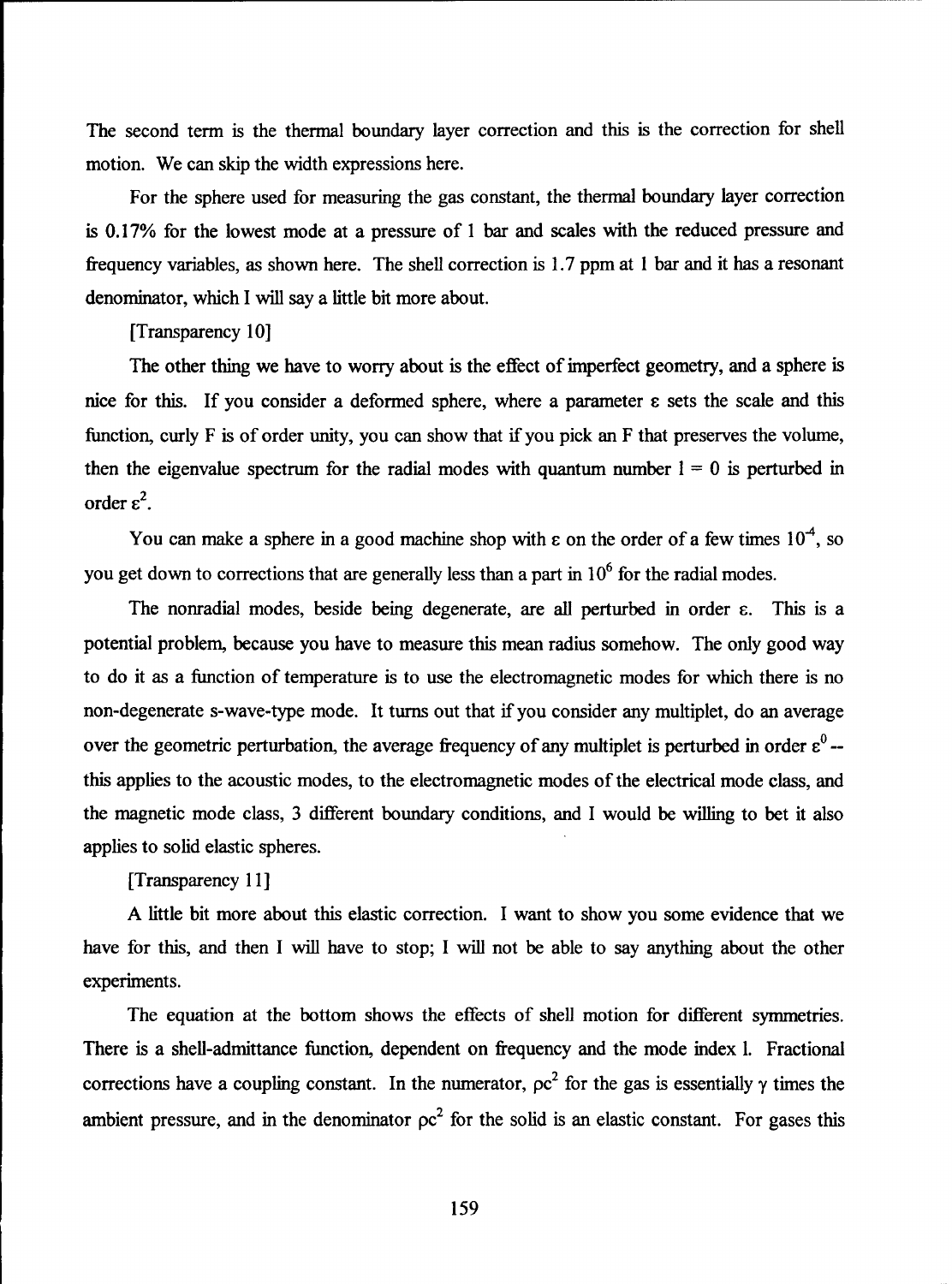The second term is the thermal boundary layer correction and this is the correction for shell motion. We can skip the width expressions here.

For the sphere used for measuring the gas constant, the thermal boundary layer correction is 0.17% for the lowest mode at a pressure of 1 bar and scales with the reduced pressure and frequency variables, as shown here. The shell correction is 1.7 ppm at 1 bar and it has a resonant denominator, which I will say a little bit more about.

[Transparency 10]

The other thing we have to worry about is the effect of imperfect geometry, and a sphere is nice for this. If you consider a deformed sphere, where a parameter $\varepsilon$ sets the scale and this function, curly F is of order unity, you can show that if you pick an F that preserves the volume, then the eigenvalue spectrum for the radial modes with quantum number $l = 0$ is perturbed in order $\varepsilon^2$.

You can make a sphere in a good machine shop with $\varepsilon$ on the order of a few times $10^{-4}$, so you get down to corrections that are generally less than a part in $10^6$ for the radial modes.

The nonradial modes, beside being degenerate, are all perturbed in order $\varepsilon$. This is a potential problem, because you have to measure this mean radius somehow. The only good way to do it as a function of temperature is to use the electromagnetic modes for which there is no non-degenerate s-wave-type mode. It turns out that if you consider any multiplet, do an average over the geometric perturbation, the average frequency of any multiplet is perturbed in order $\varepsilon^0$ -- this applies to the acoustic modes, to the electromagnetic modes of the electrical mode class, and the magnetic mode class, 3 different boundary conditions, and I would be willing to bet it also applies to solid elastic spheres.

[Transparency 11]

A little bit more about this elastic correction. I want to show you some evidence that we have for this, and then I will have to stop; I will not be able to say anything about the other experiments.

The equation at the bottom shows the effects of shell motion for different symmetries. There is a shell-admittance function, dependent on frequency and the mode index l. Fractional corrections have a coupling constant. In the numerator, $\rho c^2$ for the gas is essentially $\gamma$ times the ambient pressure, and in the denominator $\rho c^2$ for the solid is an elastic constant. For gases this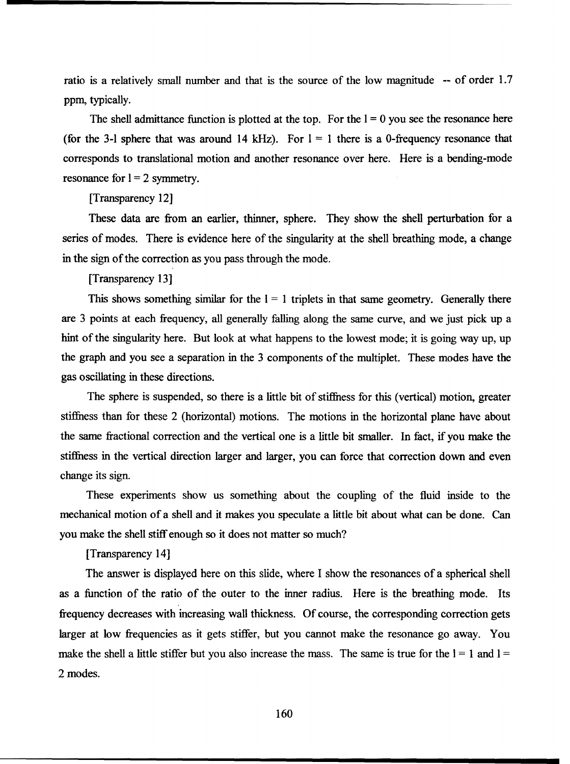ratio is a relatively small number and that is the source of the low magnitude -- of order 1.7 ppm, typically.

The shell admittance function is plotted at the top. For the l = 0 you see the resonance here (for the 3-l sphere that was around 14 kHz). For l = 1 there is a 0-frequency resonance that corresponds to translational motion and another resonance over here. Here is a bending-mode resonance for l = 2 symmetry.

[Transparency 12]

These data are from an earlier, thinner, sphere. They show the shell perturbation for a series of modes. There is evidence here of the singularity at the shell breathing mode, a change in the sign of the correction as you pass through the mode.

[Transparency 13]

This shows something similar for the l = 1 triplets in that same geometry. Generally there are 3 points at each frequency, all generally falling along the same curve, and we just pick up a hint of the singularity here. But look at what happens to the lowest mode; it is going way up, up the graph and you see a separation in the 3 components of the multiplet. These modes have the gas oscillating in these directions.

The sphere is suspended, so there is a little bit of stiffness for this (vertical) motion, greater stiffness than for these 2 (horizontal) motions. The motions in the horizontal plane have about the same fractional correction and the vertical one is a little bit smaller. In fact, if you make the stiffness in the vertical direction larger and larger, you can force that correction down and even change its sign.

These experiments show us something about the coupling of the fluid inside to the mechanical motion of a shell and it makes you speculate a little bit about what can be done. Can you make the shell stiff enough so it does not matter so much?

[Transparency 14]

The answer is displayed here on this slide, where I show the resonances of a spherical shell as a function of the ratio of the outer to the inner radius. Here is the breathing mode. Its frequency decreases with increasing wall thickness. Of course, the corresponding correction gets larger at low frequencies as it gets stiffer, but you cannot make the resonance go away. You make the shell a little stiffer but you also increase the mass. The same is true for the l = 1 and l = 2 modes.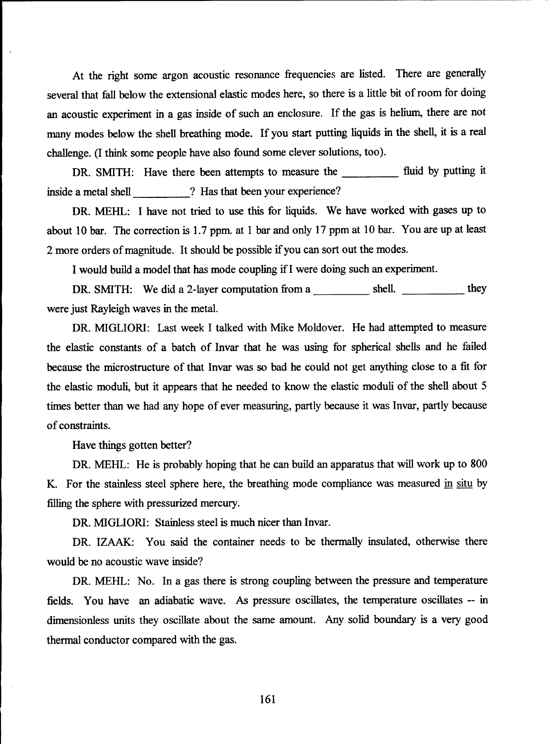At the right some argon acoustic resonance frequencies are listed. There are generally several that fall below the extensional elastic modes here, so there is a little bit of room for doing an acoustic experiment in a gas inside of such an enclosure. If the gas is helium, there are not many modes below the shell breathing mode. If you start putting liquids in the shell, it is a real challenge. (I think some people have also found some clever solutions, too).

DR. SMITH: Have there been attempts to measure the __________ fluid by putting it inside a metal shell __________? Has that been your experience?

DR. MEHL: I have not tried to use this for liquids. We have worked with gases up to about 10 bar. The correction is 1.7 ppm. at 1 bar and only 17 ppm at 10 bar. You are up at least 2 more orders of magnitude. It should be possible if you can sort out the modes.

I would build a model that has mode coupling if I were doing such an experiment.

DR. SMITH: We did a 2-layer computation from a __________ shell. __________ they were just Rayleigh waves in the metal.

DR. MIGLIORI: Last week I talked with Mike Moldover. He had attempted to measure the elastic constants of a batch of Invar that he was using for spherical shells and he failed because the microstructure of that Invar was so bad he could not get anything close to a fit for the elastic moduli, but it appears that he needed to know the elastic moduli of the shell about 5 times better than we had any hope of ever measuring, partly because it was Invar, partly because of constraints.

Have things gotten better?

DR. MEHL: He is probably hoping that he can build an apparatus that will work up to 800 K. For the stainless steel sphere here, the breathing mode compliance was measured in situ by filling the sphere with pressurized mercury.

DR. MIGLIORI: Stainless steel is much nicer than Invar.

DR. IZAAK: You said the container needs to be thermally insulated, otherwise there would be no acoustic wave inside?

DR. MEHL: No. In a gas there is strong coupling between the pressure and temperature fields. You have an adiabatic wave. As pressure oscillates, the temperature oscillates -- in dimensionless units they oscillate about the same amount. Any solid boundary is a very good thermal conductor compared with the gas.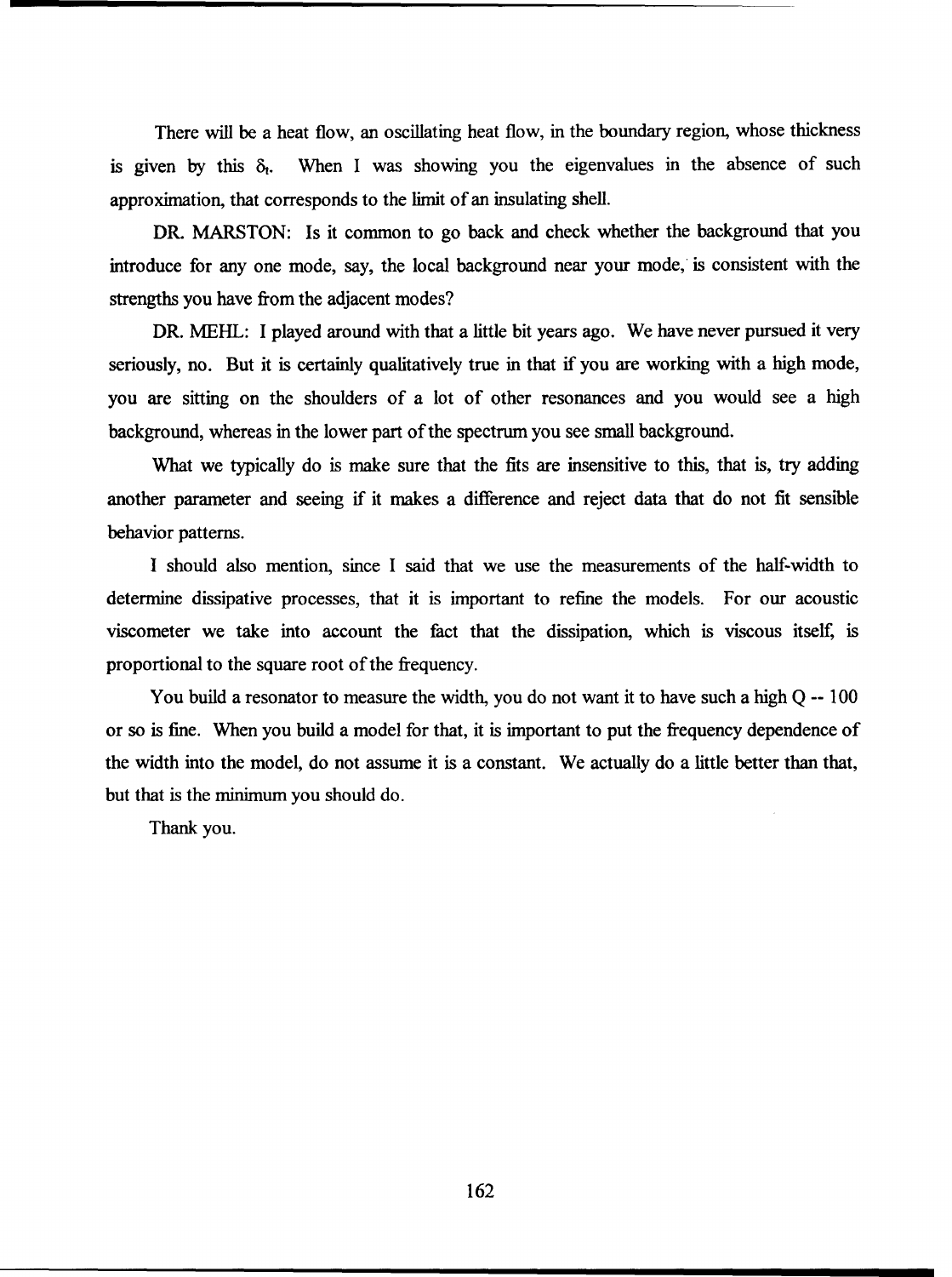There will be a heat flow, an oscillating heat flow, in the boundary region, whose thickness is given by this $\delta_t$. When I was showing you the eigenvalues in the absence of such approximation, that corresponds to the limit of an insulating shell.

DR. MARSTON: Is it common to go back and check whether the background that you introduce for any one mode, say, the local background near your mode, is consistent with the strengths you have from the adjacent modes?

DR. MEHL: I played around with that a little bit years ago. We have never pursued it very seriously, no. But it is certainly qualitatively true in that if you are working with a high mode, you are sitting on the shoulders of a lot of other resonances and you would see a high background, whereas in the lower part of the spectrum you see small background.

What we typically do is make sure that the fits are insensitive to this, that is, try adding another parameter and seeing if it makes a difference and reject data that do not fit sensible behavior patterns.

I should also mention, since I said that we use the measurements of the half-width to determine dissipative processes, that it is important to refine the models. For our acoustic viscometer we take into account the fact that the dissipation, which is viscous itself, is proportional to the square root of the frequency.

You build a resonator to measure the width, you do not want it to have such a high Q -- 100 or so is fine. When you build a model for that, it is important to put the frequency dependence of the width into the model, do not assume it is a constant. We actually do a little better than that, but that is the minimum you should do.

Thank you.